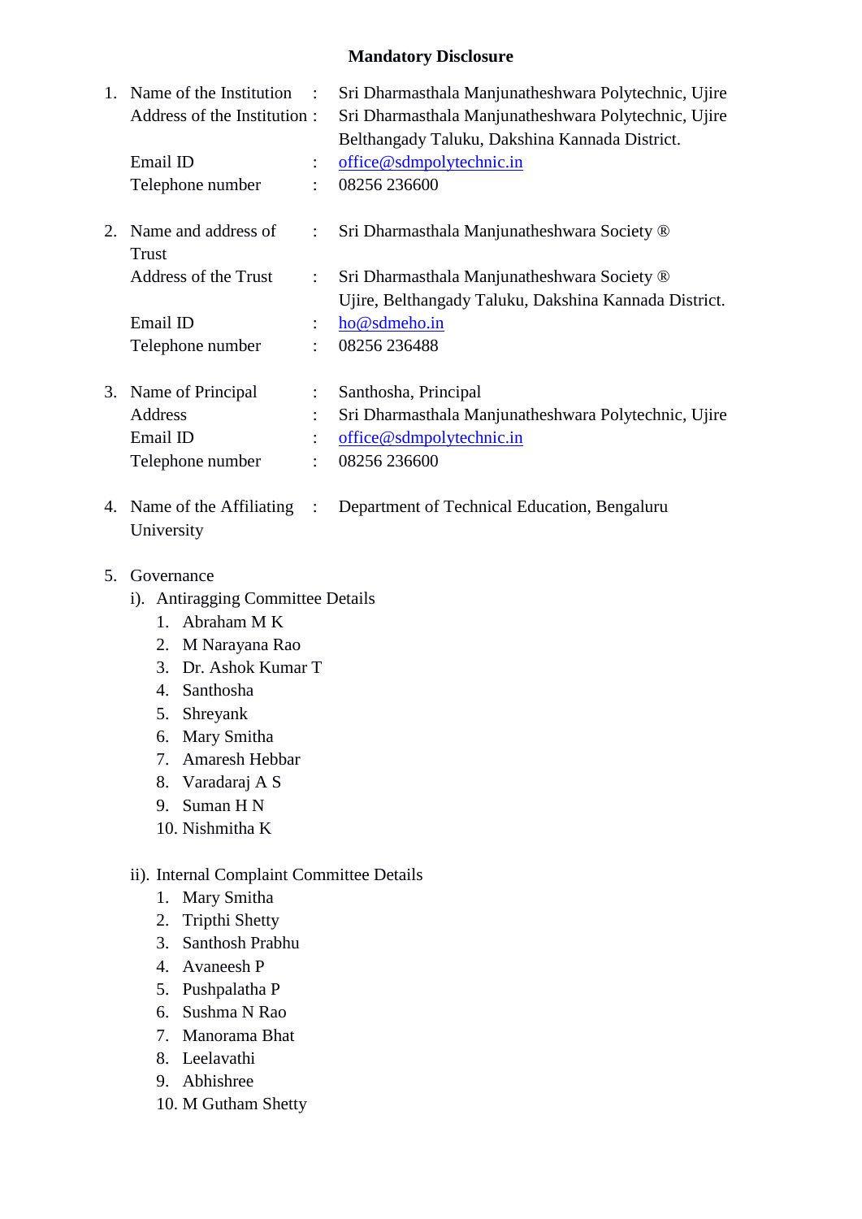# Mandatory Disclosure

1. Name of the Institution : Sri Dharmasthala Manjunatheshwara Polytechnic, Ujire
   Address of the Institution : Sri Dharmasthala Manjunatheshwara Polytechnic, Ujire
   Belthangady Taluku, Dakshina Kannada District.
   Email ID : office@sdmpolytechnic.in
   Telephone number : 08256 236600

2. Name and address of Trust : Sri Dharmasthala Manjunatheshwara Society ®
   Address of the Trust : Sri Dharmasthala Manjunatheshwara Society ®
   Ujire, Belthangady Taluku, Dakshina Kannada District.
   Email ID : ho@sdmeho.in
   Telephone number : 08256 236488

3. Name of Principal : Santhosha, Principal
   Address : Sri Dharmasthala Manjunatheshwara Polytechnic, Ujire
   Email ID : office@sdmpolytechnic.in
   Telephone number : 08256 236600

4. Name of the Affiliating University : Department of Technical Education, Bengaluru

5. Governance
   i). Antiragging Committee Details
      1. Abraham M K
      2. M Narayana Rao
      3. Dr. Ashok Kumar T
      4. Santhosha
      5. Shreyank
      6. Mary Smitha
      7. Amaresh Hebbar
      8. Varadaraj A S
      9. Suman H N
      10. Nishmitha K

   ii). Internal Complaint Committee Details
      1. Mary Smitha
      2. Tripthi Shetty
      3. Santhosh Prabhu
      4. Avaneesh P
      5. Pushpalatha P
      6. Sushma N Rao
      7. Manorama Bhat
      8. Leelavathi
      9. Abhishree
      10. M Gutham Shetty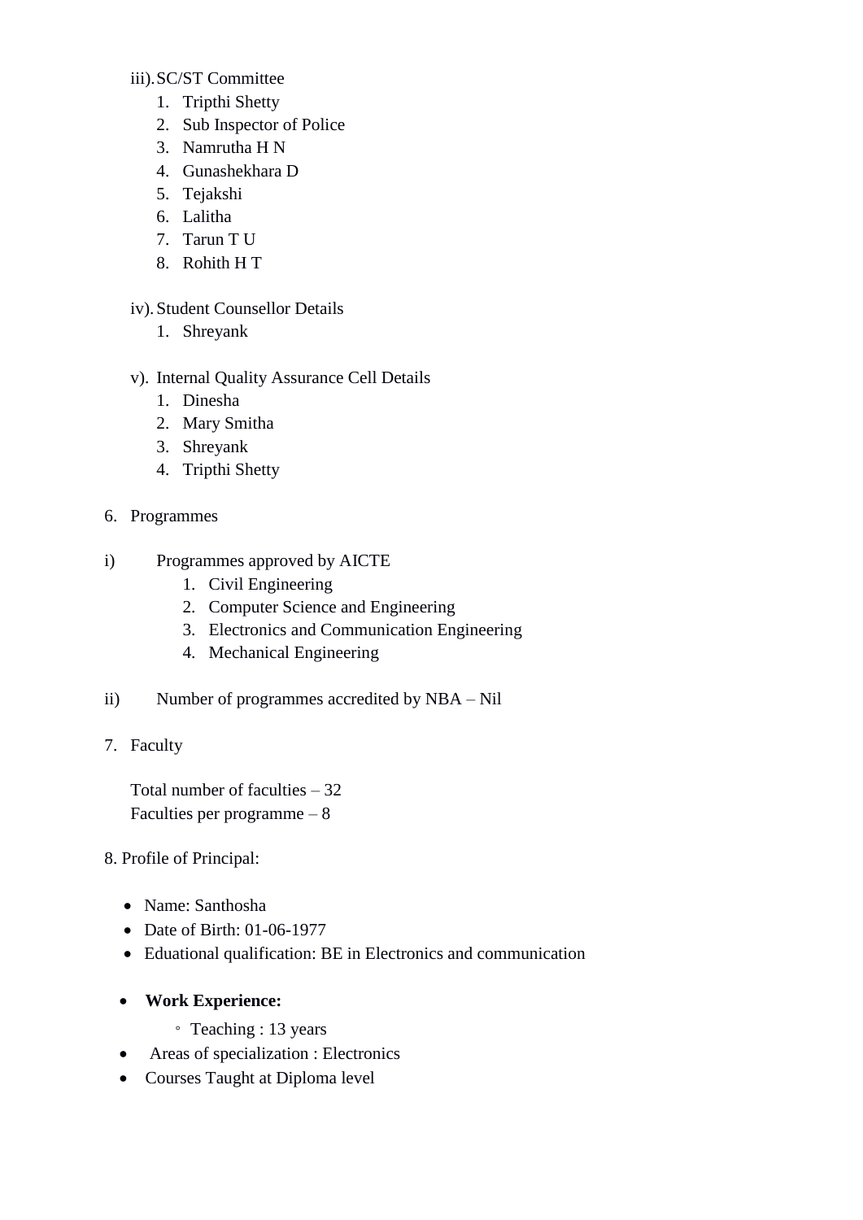iii). SC/ST Committee

1. Tripthi Shetty
2. Sub Inspector of Police
3. Namrutha H N
4. Gunashekhara D
5. Tejakshi
6. Lalitha
7. Tarun T U
8. Rohith H T

iv). Student Counsellor Details

1. Shreyank

v). Internal Quality Assurance Cell Details

1. Dinesha
2. Mary Smitha
3. Shreyank
4. Tripthi Shetty

6. Programmes

i) Programmes approved by AICTE

1. Civil Engineering
2. Computer Science and Engineering
3. Electronics and Communication Engineering
4. Mechanical Engineering

ii) Number of programmes accredited by NBA – Nil

7. Faculty

Total number of faculties – 32
Faculties per programme – 8

8. Profile of Principal:

- Name: Santhosha
- Date of Birth: 01-06-1977
- Eduational qualification: BE in Electronics and communication
- **Work Experience:**
  - Teaching : 13 years
- Areas of specialization : Electronics
- Courses Taught at Diploma level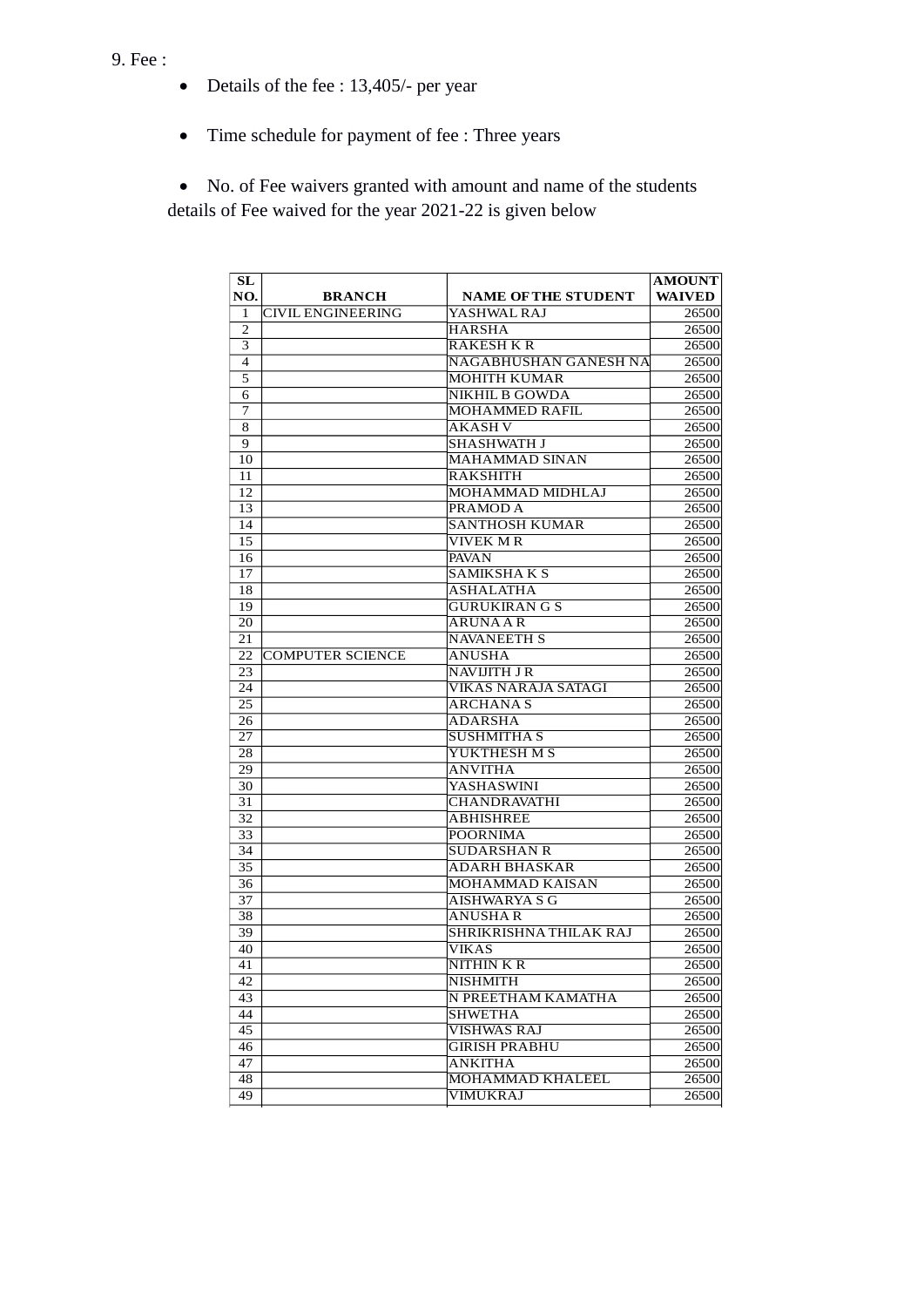9. Fee :

- Details of the fee : 13,405/- per year
- Time schedule for payment of fee : Three years
- No. of Fee waivers granted with amount and name of the students details of Fee waived for the year 2021-22 is given below

| SL NO. | BRANCH | NAME OF THE STUDENT | AMOUNT WAIVED |
|---|---|---|---|
| 1 | CIVIL ENGINEERING | YASHWAL RAJ | 26500 |
| 2 | | HARSHA | 26500 |
| 3 | | RAKESH K R | 26500 |
| 4 | | NAGABHUSHAN GANESH NA | 26500 |
| 5 | | MOHITH KUMAR | 26500 |
| 6 | | NIKHIL B GOWDA | 26500 |
| 7 | | MOHAMMED RAFIL | 26500 |
| 8 | | AKASH V | 26500 |
| 9 | | SHASHWATH J | 26500 |
| 10 | | MAHAMMAD SINAN | 26500 |
| 11 | | RAKSHITH | 26500 |
| 12 | | MOHAMMAD MIDHLAJ | 26500 |
| 13 | | PRAMOD A | 26500 |
| 14 | | SANTHOSH KUMAR | 26500 |
| 15 | | VIVEK M R | 26500 |
| 16 | | PAVAN | 26500 |
| 17 | | SAMIKSHA K S | 26500 |
| 18 | | ASHALATHA | 26500 |
| 19 | | GURUKIRAN G S | 26500 |
| 20 | | ARUNA A R | 26500 |
| 21 | | NAVANEETH S | 26500 |
| 22 | COMPUTER SCIENCE | ANUSHA | 26500 |
| 23 | | NAVIJITH J R | 26500 |
| 24 | | VIKAS NARAJA SATAGI | 26500 |
| 25 | | ARCHANA S | 26500 |
| 26 | | ADARSHA | 26500 |
| 27 | | SUSHMITHA S | 26500 |
| 28 | | YUKTHESH M S | 26500 |
| 29 | | ANVITHA | 26500 |
| 30 | | YASHASWINI | 26500 |
| 31 | | CHANDRAVATHI | 26500 |
| 32 | | ABHISHREE | 26500 |
| 33 | | POORNIMA | 26500 |
| 34 | | SUDARSHAN R | 26500 |
| 35 | | ADARH BHASKAR | 26500 |
| 36 | | MOHAMMAD KAISAN | 26500 |
| 37 | | AISHWARYA S G | 26500 |
| 38 | | ANUSHA R | 26500 |
| 39 | | SHRIKRISHNA THILAK RAJ | 26500 |
| 40 | | VIKAS | 26500 |
| 41 | | NITHIN K R | 26500 |
| 42 | | NISHMITH | 26500 |
| 43 | | N PREETHAM KAMATHA | 26500 |
| 44 | | SHWETHA | 26500 |
| 45 | | VISHWAS RAJ | 26500 |
| 46 | | GIRISH PRABHU | 26500 |
| 47 | | ANKITHA | 26500 |
| 48 | | MOHAMMAD KHALEEL | 26500 |
| 49 | | VIMUKRAJ | 26500 |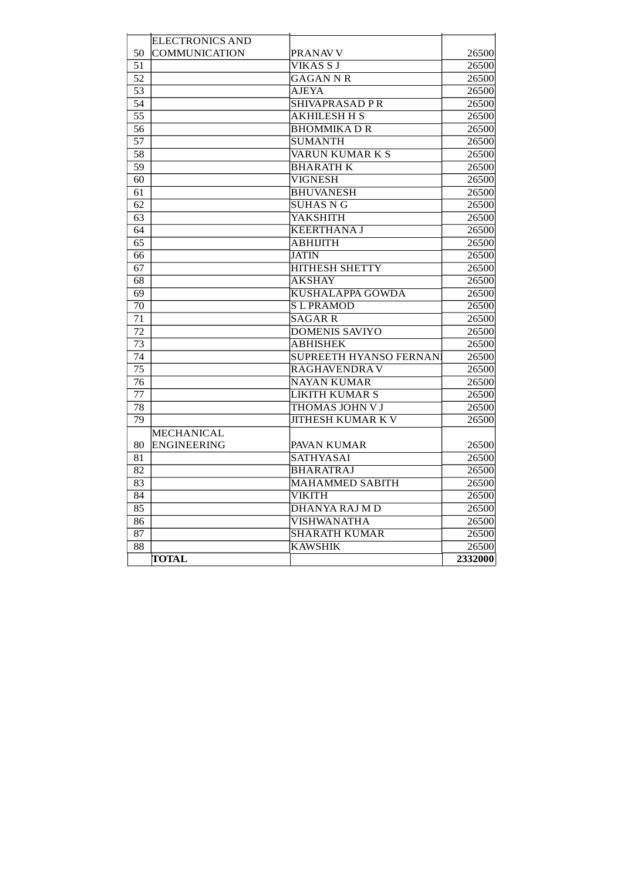| 50 | ELECTRONICS AND COMMUNICATION | PRANAV V | 26500 |
|---|---|---|---|
| 51 | | VIKAS S J | 26500 |
| 52 | | GAGAN N R | 26500 |
| 53 | | AJEYA | 26500 |
| 54 | | SHIVAPRASAD P R | 26500 |
| 55 | | AKHILESH H S | 26500 |
| 56 | | BHOMMIKA D R | 26500 |
| 57 | | SUMANTH | 26500 |
| 58 | | VARUN KUMAR K S | 26500 |
| 59 | | BHARATH K | 26500 |
| 60 | | VIGNESH | 26500 |
| 61 | | BHUVANESH | 26500 |
| 62 | | SUHAS N G | 26500 |
| 63 | | YAKSHITH | 26500 |
| 64 | | KEERTHANA J | 26500 |
| 65 | | ABHIJITH | 26500 |
| 66 | | JATIN | 26500 |
| 67 | | HITHESH SHETTY | 26500 |
| 68 | | AKSHAY | 26500 |
| 69 | | KUSHALAPPA GOWDA | 26500 |
| 70 | | S L PRAMOD | 26500 |
| 71 | | SAGAR R | 26500 |
| 72 | | DOMENIS SAVIYO | 26500 |
| 73 | | ABHISHEK | 26500 |
| 74 | | SUPREETH HYANSO FERNAN | 26500 |
| 75 | | RAGHAVENDRA V | 26500 |
| 76 | | NAYAN KUMAR | 26500 |
| 77 | | LIKITH KUMAR S | 26500 |
| 78 | | THOMAS JOHN V J | 26500 |
| 79 | | JITHESH KUMAR K V | 26500 |
| 80 | MECHANICAL ENGINEERING | PAVAN KUMAR | 26500 |
| 81 | | SATHYASAI | 26500 |
| 82 | | BHARATRAJ | 26500 |
| 83 | | MAHAMMED SABITH | 26500 |
| 84 | | VIKITH | 26500 |
| 85 | | DHANYA RAJ M D | 26500 |
| 86 | | VISHWANATHA | 26500 |
| 87 | | SHARATH KUMAR | 26500 |
| 88 | | KAWSHIK | 26500 |
| | **TOTAL** | | **2332000** |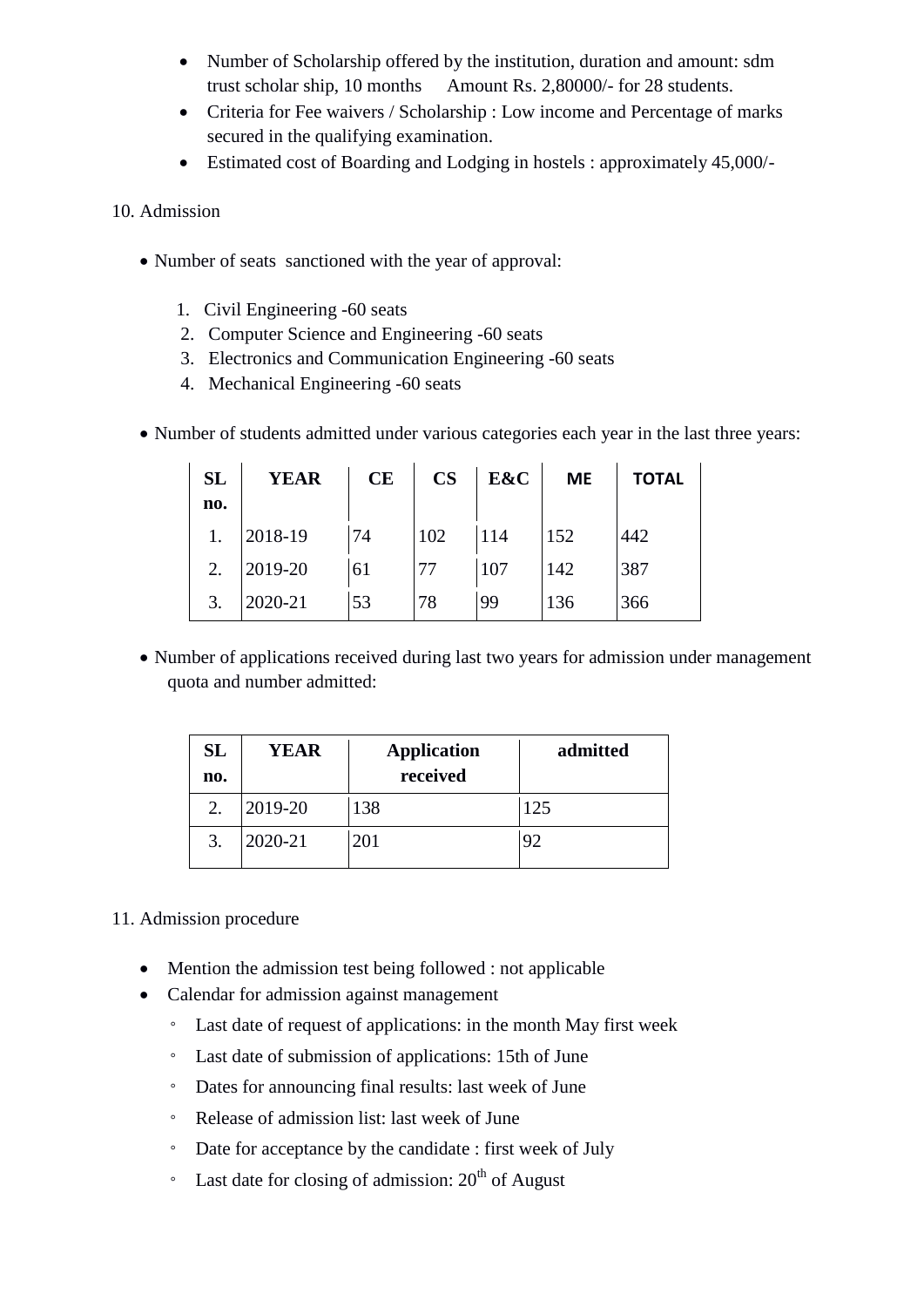- Number of Scholarship offered by the institution, duration and amount: sdm trust scholar ship, 10 months    Amount Rs. 2,80000/- for 28 students.
- Criteria for Fee waivers / Scholarship : Low income and Percentage of marks secured in the qualifying examination.
- Estimated cost of Boarding and Lodging in hostels : approximately 45,000/-

10. Admission

- Number of seats sanctioned with the year of approval:

  1. Civil Engineering -60 seats
  2. Computer Science and Engineering -60 seats
  3. Electronics and Communication Engineering -60 seats
  4. Mechanical Engineering -60 seats

- Number of students admitted under various categories each year in the last three years:

| SL no. | YEAR | CE | CS | E&C | ME | TOTAL |
|---|---|---|---|---|---|---|
| 1. | 2018-19 | 74 | 102 | 114 | 152 | 442 |
| 2. | 2019-20 | 61 | 77 | 107 | 142 | 387 |
| 3. | 2020-21 | 53 | 78 | 99 | 136 | 366 |

- Number of applications received during last two years for admission under management quota and number admitted:

| SL no. | YEAR | Application received | admitted |
|---|---|---|---|
| 2. | 2019-20 | 138 | 125 |
| 3. | 2020-21 | 201 | 92 |

11. Admission procedure

- Mention the admission test being followed : not applicable
- Calendar for admission against management
  - Last date of request of applications: in the month May first week
  - Last date of submission of applications: 15th of June
  - Dates for announcing final results: last week of June
  - Release of admission list: last week of June
  - Date for acceptance by the candidate : first week of July
  - Last date for closing of admission: 20th of August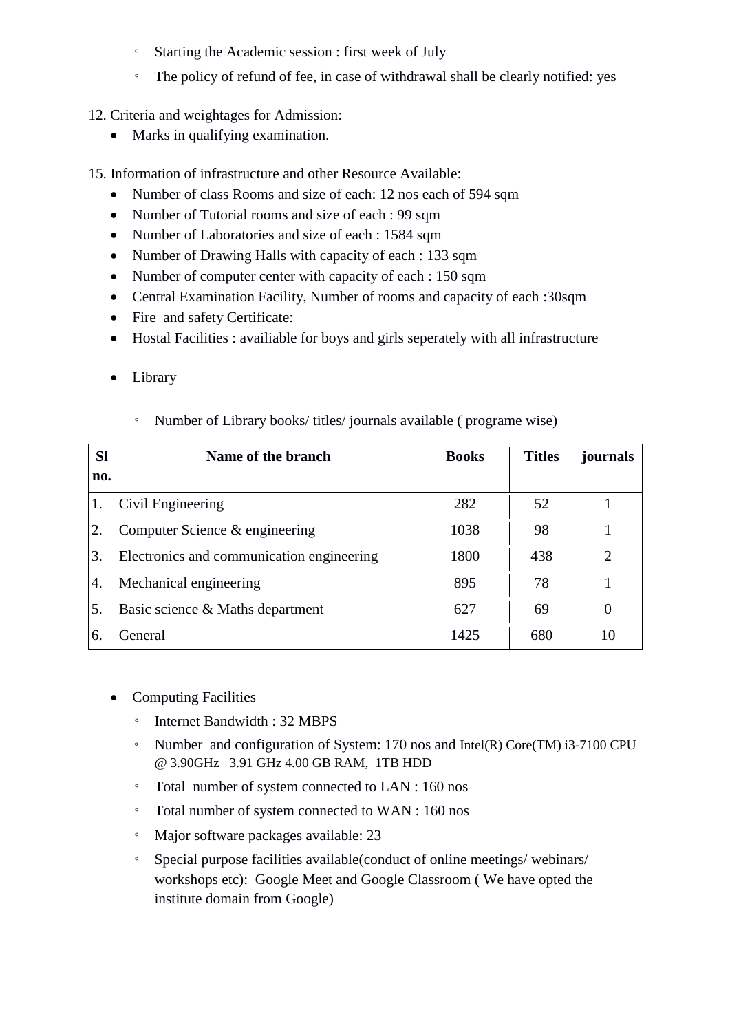- Starting the Academic session : first week of July
- The policy of refund of fee, in case of withdrawal shall be clearly notified: yes

12. Criteria and weightages for Admission:
    - Marks in qualifying examination.

15. Information of infrastructure and other Resource Available:
    - Number of class Rooms and size of each: 12 nos each of 594 sqm
    - Number of Tutorial rooms and size of each : 99 sqm
    - Number of Laboratories and size of each : 1584 sqm
    - Number of Drawing Halls with capacity of each : 133 sqm
    - Number of computer center with capacity of each : 150 sqm
    - Central Examination Facility, Number of rooms and capacity of each :30sqm
    - Fire and safety Certificate:
    - Hostal Facilities : availiable for boys and girls seperately with all infrastructure
    - Library
        - Number of Library books/ titles/ journals available ( programe wise)

| Sl no. | Name of the branch | Books | Titles | journals |
|---|---|---|---|---|
| 1. | Civil Engineering | 282 | 52 | 1 |
| 2. | Computer Science & engineering | 1038 | 98 | 1 |
| 3. | Electronics and communication engineering | 1800 | 438 | 2 |
| 4. | Mechanical engineering | 895 | 78 | 1 |
| 5. | Basic science & Maths department | 627 | 69 | 0 |
| 6. | General | 1425 | 680 | 10 |

- Computing Facilities
    - Internet Bandwidth : 32 MBPS
    - Number and configuration of System: 170 nos and Intel(R) Core(TM) i3-7100 CPU @ 3.90GHz 3.91 GHz 4.00 GB RAM, 1TB HDD
    - Total number of system connected to LAN : 160 nos
    - Total number of system connected to WAN : 160 nos
    - Major software packages available: 23
    - Special purpose facilities available(conduct of online meetings/ webinars/ workshops etc): Google Meet and Google Classroom ( We have opted the institute domain from Google)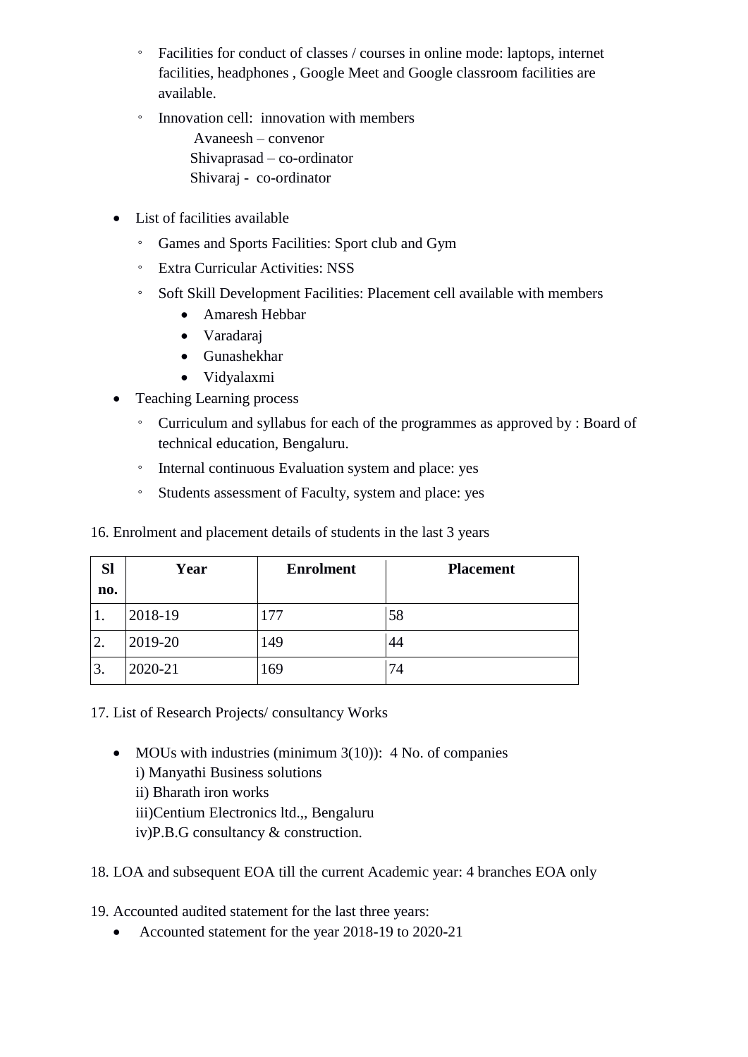- Facilities for conduct of classes / courses in online mode: laptops, internet facilities, headphones , Google Meet and Google classroom facilities are available.
- Innovation cell: innovation with members
  Avaneesh – convenor
  Shivaprasad – co-ordinator
  Shivaraj - co-ordinator

- List of facilities available
  - Games and Sports Facilities: Sport club and Gym
  - Extra Curricular Activities: NSS
  - Soft Skill Development Facilities: Placement cell available with members
    - Amaresh Hebbar
    - Varadaraj
    - Gunashekhar
    - Vidyalaxmi
- Teaching Learning process
  - Curriculum and syllabus for each of the programmes as approved by : Board of technical education, Bengaluru.
  - Internal continuous Evaluation system and place: yes
  - Students assessment of Faculty, system and place: yes

16. Enrolment and placement details of students in the last 3 years

| Sl no. | Year | Enrolment | Placement |
|---|---|---|---|
| 1. | 2018-19 | 177 | 58 |
| 2. | 2019-20 | 149 | 44 |
| 3. | 2020-21 | 169 | 74 |

17. List of Research Projects/ consultancy Works

- MOUs with industries (minimum 3(10)): 4 No. of companies
  i) Manyathi Business solutions
  ii) Bharath iron works
  iii)Centium Electronics ltd.,, Bengaluru
  iv)P.B.G consultancy & construction.

18. LOA and subsequent EOA till the current Academic year: 4 branches EOA only

19. Accounted audited statement for the last three years:
- Accounted statement for the year 2018-19 to 2020-21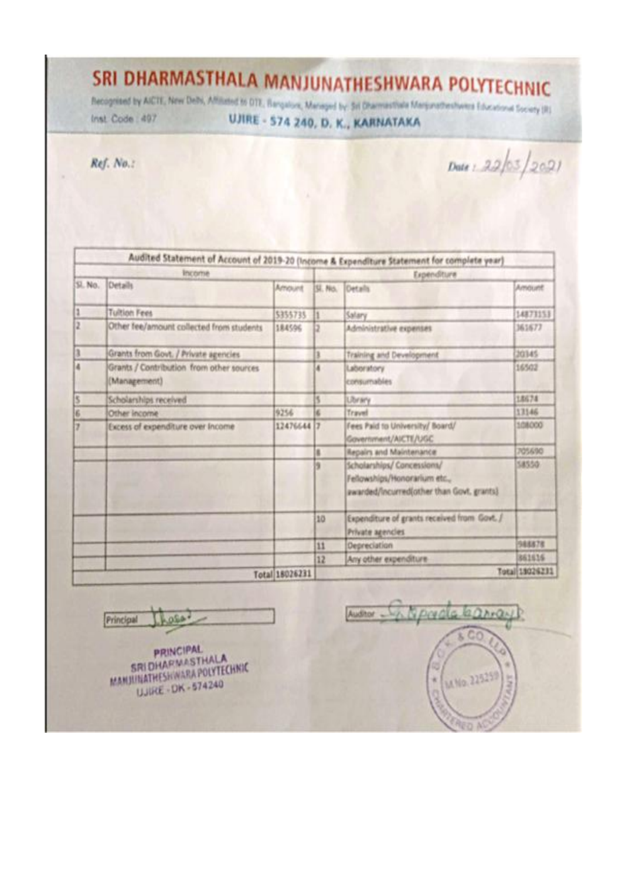# SRI DHARMASTHALA MANJUNATHESHWARA POLYTECHNIC

Recognised by AICTE, New Delhi, Affiliated to DTE, Bangalore, Managed by: Sri Dharmasthala Manjunatheshwara Educational Society (R)

Inst. Code : 497

**UJIRE - 574 240, D. K., KARNATAKA**

*Ref. No.:*

*Date :* 22/03/2021

| Audited Statement of Account of 2019-20 (Income & Expenditure Statement for complete year) | | | | | |
|---|---|---|---|---|---|
| Income | | | Expenditure | | |
| Sl. No. | Details | Amount | Sl. No. | Details | Amount |
| 1 | Tuition Fees | 5355735 | 1 | Salary | 14873153 |
| 2 | Other fee/amount collected from students | 184596 | 2 | Administrative expenses | 361677 |
| 3 | Grants from Govt. / Private agencies | | 3 | Training and Development | 20345 |
| 4 | Grants / Contribution from other sources (Management) | | 4 | Laboratory consumables | 16502 |
| 5 | Scholarships received | | 5 | Library | 18674 |
| 6 | Other income | 9256 | 6 | Travel | 13146 |
| 7 | Excess of expenditure over income | 12476644 | 7 | Fees Paid to University/ Board/ Government/AICTE/UGC | 108000 |
| | | | 8 | Repairs and Maintenance | 705690 |
| | | | 9 | Scholarships/ Concessions/ Fellowships/Honorarium etc., awarded/incurred(other than Govt. grants) | 58550 |
| | | | 10 | Expenditure of grants received from Govt. / Private agencies | |
| | | | 11 | Depreciation | 988878 |
| | | | 12 | Any other expenditure | 861616 |
| | | Total 18026231 | | | Total 18026231 |

Principal

PRINCIPAL
SRI DHARMASTHALA
MANJUNATHESHWARA POLYTECHNIC
UJIRE - DK - 574240

Auditor

& CO. LLP
M.No. 225259
CHARTERED ACCOUNTANT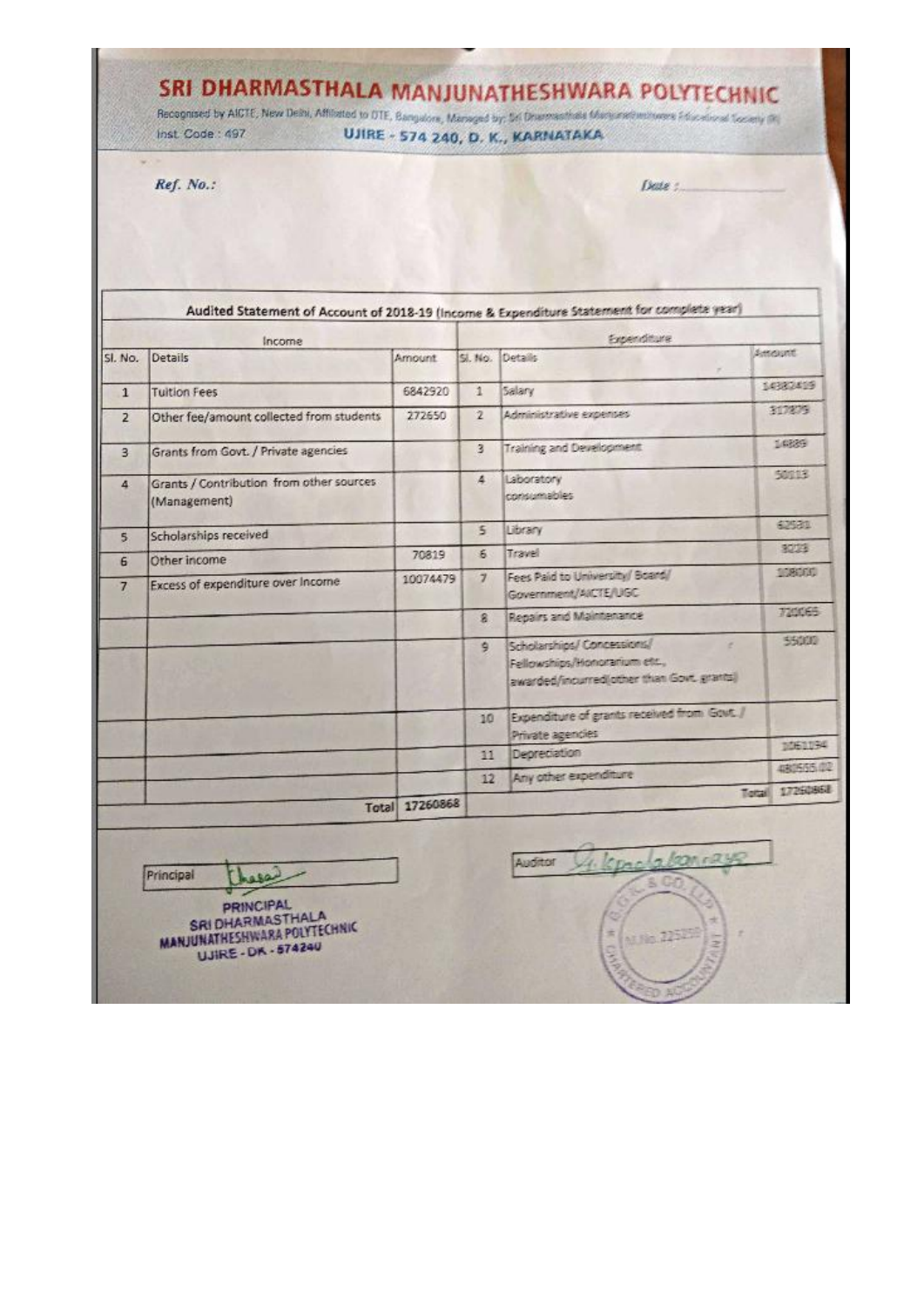# SRI DHARMASTHALA MANJUNATHESHWARA POLYTECHNIC

Recognised by AICTE, New Delhi, Affiliated to DTE, Bangalore, Managed by: Sri Dharmasthala Manjunatheshwara Educational Society (R)

Inst. Code : 497 UJIRE - 574 240, D. K., KARNATAKA

*Ref. No.:* *Date :*

| Audited Statement of Account of 2018-19 (Income & Expenditure Statement for complete year) | | | | | |
|---|---|---|---|---|---|
| Income | | | Expenditure | | |
| Sl. No. | Details | Amount | Sl. No. | Details | Amount |
| 1 | Tuition Fees | 6842920 | 1 | Salary | 14382419 |
| 2 | Other fee/amount collected from students | 272650 | 2 | Administrative expenses | 317879 |
| 3 | Grants from Govt. / Private agencies | | 3 | Training and Development | 14889 |
| 4 | Grants / Contribution from other sources (Management) | | 4 | Laboratory consumables | 50113 |
| 5 | Scholarships received | | 5 | Library | 62531 |
| 6 | Other income | 70819 | 6 | Travel | 8223 |
| 7 | Excess of expenditure over Income | 10074479 | 7 | Fees Paid to University/ Board/ Government/AICTE/UGC | 108000 |
| | | | 8 | Repairs and Maintenance | 720065 |
| | | | 9 | Scholarships/ Concessions/ Fellowships/Honorarium etc., awarded/incurred(other than Govt. grants) | 55000 |
| | | | 10 | Expenditure of grants received from Govt. / Private agencies | |
| | | | 11 | Depreciation | 1061194 |
| | | | 12 | Any other expenditure | 480555.02 |
| | | | | Total | 17260868 |
| | Total | 17260868 | | | |

Principal

PRINCIPAL
SRI DHARMASTHALA MANJUNATHESHWARA POLYTECHNIC
UJIRE - DK - 574240

Auditor

G. K. & CO. LLP
M.No. 225250
CHARTERED ACCOUNTANT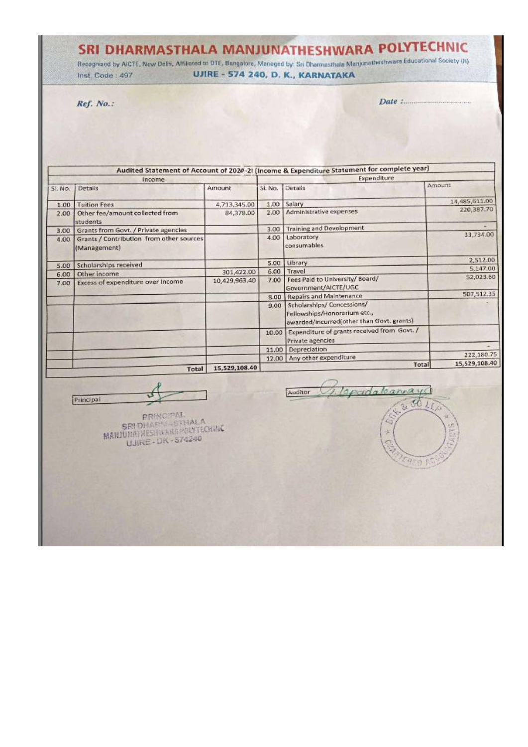# SRI DHARMASTHALA MANJUNATHESHWARA POLYTECHNIC

Recognised by AICTE, New Delhi, Affiliated to DTE, Bangalore, Managed by: Sri Dharmasthala Manjunatheshwara Educational Society (R)

Inst. Code : 497 **UJIRE - 574 240, D. K., KARNATAKA**

***Ref. No.:*** ***Date :***..............................

| Audited Statement of Account of 2020-21 (Income & Expenditure Statement for complete year) | | | | | |
|---|---|---|---|---|---|
| Income | | | Expenditure | | |
| Sl. No. | Details | Amount | Sl. No. | Details | Amount |
| 1.00 | Tuition Fees | 4,713,345.00 | 1.00 | Salary | 14,485,611.00 |
| 2.00 | Other fee/amount collected from students | 84,378.00 | 2.00 | Administrative expenses | 220,387.70 |
| 3.00 | Grants from Govt. / Private agencies | | 3.00 | Training and Development | - |
| 4.00 | Grants / Contribution from other sources (Management) | | 4.00 | Laboratory consumables | 33,734.00 |
| 5.00 | Scholarships received | | 5.00 | Library | 2,512.00 |
| 6.00 | Other income | 301,422.00 | 6.00 | Travel | 5,147.00 |
| 7.00 | Excess of expenditure over income | 10,429,963.40 | 7.00 | Fees Paid to University/ Board/ Government/AICTE/UGC | 52,023.60 |
| | | | 8.00 | Repairs and Maintenance | 507,512.35 |
| | | | 9.00 | Scholarships/ Concessions/ Fellowships/Honorarium etc., awarded/incurred(other than Govt. grants) | - |
| | | | 10.00 | Expenditure of grants received from Govt. / Private agencies | |
| | | | 11.00 | Depreciation | - |
| | | | 12.00 | Any other expenditure | 222,180.75 |
| | Total | 15,529,108.40 | | Total | 15,529,108.40 |

Principal

PRINCIPAL
SRI DHARMASTHALA
MANJUNATHESHWARA POLYTECHNIC
UJIRE - DK - 574240

Auditor

BRK & CO LLP
CHARTERED ACCOUNTANTS